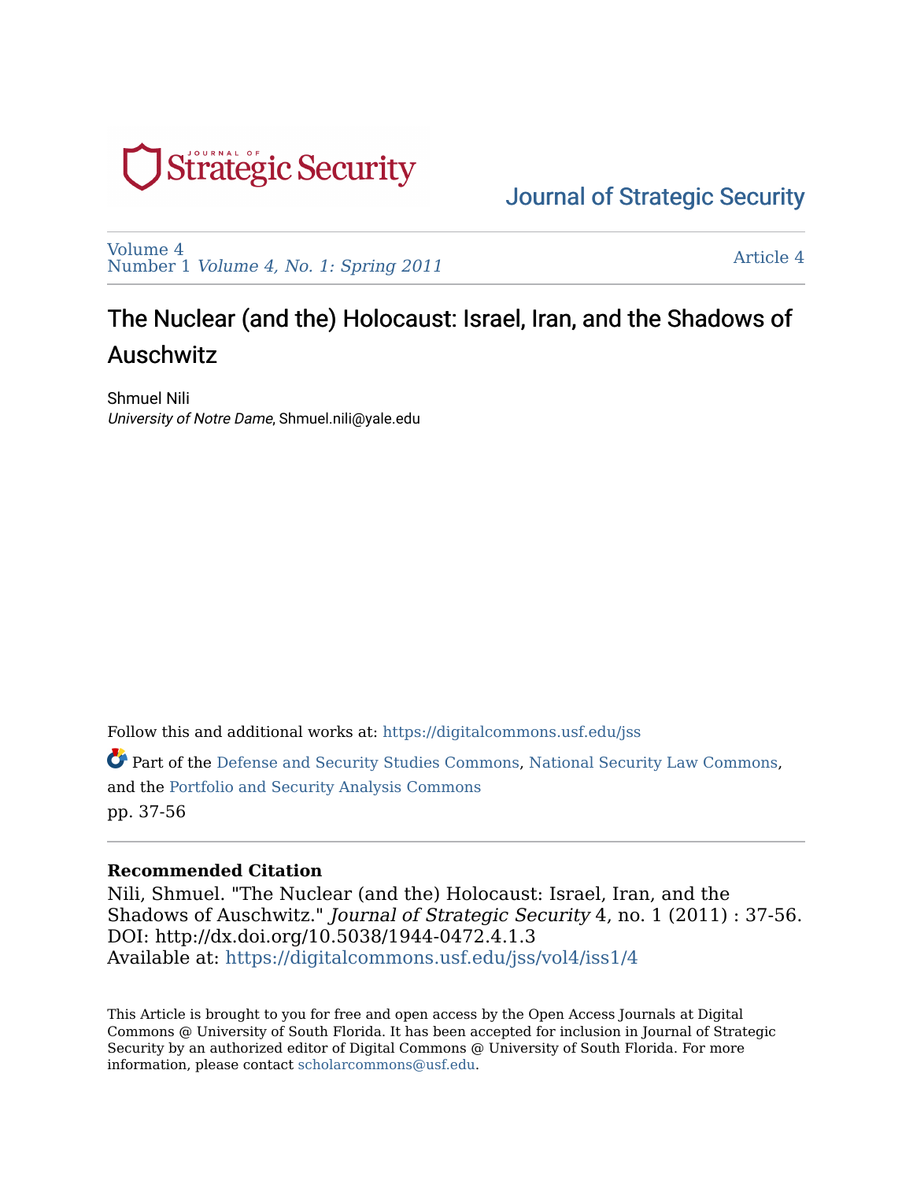Journal of Strategic Security

Volume 4
Number 1 *Volume 4, No. 1: Spring 2011*

Article 4

# The Nuclear (and the) Holocaust: Israel, Iran, and the Shadows of Auschwitz

Shmuel Nili
*University of Notre Dame*, Shmuel.nili@yale.edu

Follow this and additional works at: https://digitalcommons.usf.edu/jss

Part of the Defense and Security Studies Commons, National Security Law Commons, and the Portfolio and Security Analysis Commons

pp. 37-56

**Recommended Citation**

Nili, Shmuel. "The Nuclear (and the) Holocaust: Israel, Iran, and the Shadows of Auschwitz." *Journal of Strategic Security* 4, no. 1 (2011) : 37-56.
DOI: http://dx.doi.org/10.5038/1944-0472.4.1.3
Available at: https://digitalcommons.usf.edu/jss/vol4/iss1/4

This Article is brought to you for free and open access by the Open Access Journals at Digital Commons @ University of South Florida. It has been accepted for inclusion in Journal of Strategic Security by an authorized editor of Digital Commons @ University of South Florida. For more information, please contact scholarcommons@usf.edu.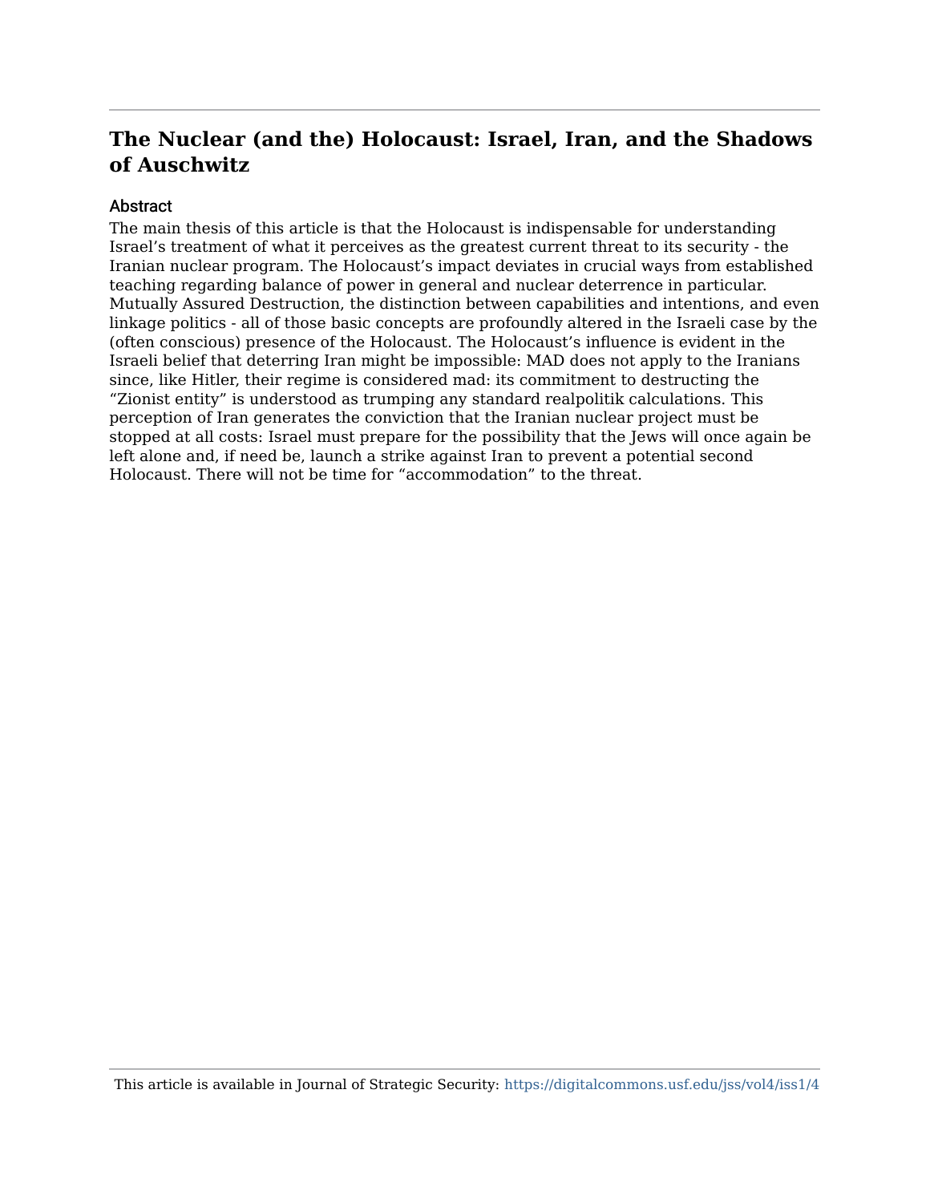# The Nuclear (and the) Holocaust: Israel, Iran, and the Shadows of Auschwitz

## Abstract

The main thesis of this article is that the Holocaust is indispensable for understanding Israel's treatment of what it perceives as the greatest current threat to its security - the Iranian nuclear program. The Holocaust's impact deviates in crucial ways from established teaching regarding balance of power in general and nuclear deterrence in particular. Mutually Assured Destruction, the distinction between capabilities and intentions, and even linkage politics - all of those basic concepts are profoundly altered in the Israeli case by the (often conscious) presence of the Holocaust. The Holocaust's influence is evident in the Israeli belief that deterring Iran might be impossible: MAD does not apply to the Iranians since, like Hitler, their regime is considered mad: its commitment to destructing the "Zionist entity" is understood as trumping any standard realpolitik calculations. This perception of Iran generates the conviction that the Iranian nuclear project must be stopped at all costs: Israel must prepare for the possibility that the Jews will once again be left alone and, if need be, launch a strike against Iran to prevent a potential second Holocaust. There will not be time for "accommodation" to the threat.

This article is available in Journal of Strategic Security: https://digitalcommons.usf.edu/jss/vol4/iss1/4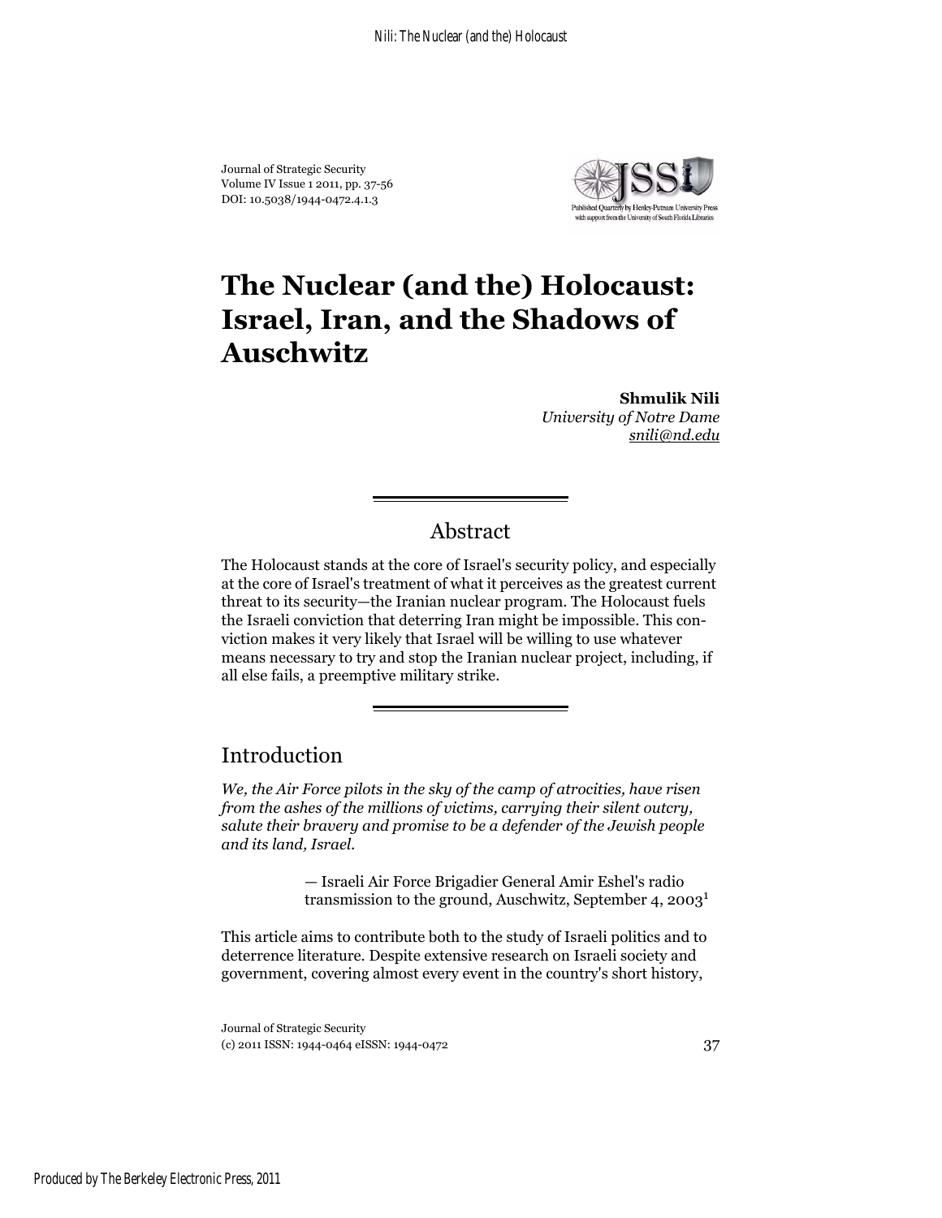Journal of Strategic Security
Volume IV Issue 1 2011, pp. 37-56
DOI: 10.5038/1944-0472.4.1.3

# The Nuclear (and the) Holocaust: Israel, Iran, and the Shadows of Auschwitz

**Shmulik Nili**
*University of Notre Dame*
snili@nd.edu

## Abstract

The Holocaust stands at the core of Israel's security policy, and especially at the core of Israel's treatment of what it perceives as the greatest current threat to its security—the Iranian nuclear program. The Holocaust fuels the Israeli conviction that deterring Iran might be impossible. This conviction makes it very likely that Israel will be willing to use whatever means necessary to try and stop the Iranian nuclear project, including, if all else fails, a preemptive military strike.

## Introduction

*We, the Air Force pilots in the sky of the camp of atrocities, have risen from the ashes of the millions of victims, carrying their silent outcry, salute their bravery and promise to be a defender of the Jewish people and its land, Israel.*

> — Israeli Air Force Brigadier General Amir Eshel's radio transmission to the ground, Auschwitz, September 4, 2003[1]

This article aims to contribute both to the study of Israeli politics and to deterrence literature. Despite extensive research on Israeli society and government, covering almost every event in the country's short history,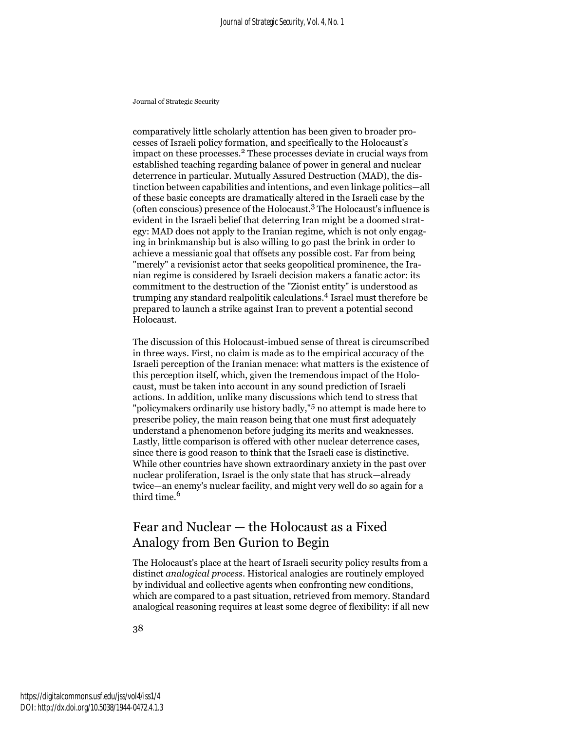comparatively little scholarly attention has been given to broader processes of Israeli policy formation, and specifically to the Holocaust's impact on these processes.[2] These processes deviate in crucial ways from established teaching regarding balance of power in general and nuclear deterrence in particular. Mutually Assured Destruction (MAD), the distinction between capabilities and intentions, and even linkage politics—all of these basic concepts are dramatically altered in the Israeli case by the (often conscious) presence of the Holocaust.[3] The Holocaust's influence is evident in the Israeli belief that deterring Iran might be a doomed strategy: MAD does not apply to the Iranian regime, which is not only engaging in brinkmanship but is also willing to go past the brink in order to achieve a messianic goal that offsets any possible cost. Far from being "merely" a revisionist actor that seeks geopolitical prominence, the Iranian regime is considered by Israeli decision makers a fanatic actor: its commitment to the destruction of the "Zionist entity" is understood as trumping any standard realpolitik calculations.[4] Israel must therefore be prepared to launch a strike against Iran to prevent a potential second Holocaust.

The discussion of this Holocaust-imbued sense of threat is circumscribed in three ways. First, no claim is made as to the empirical accuracy of the Israeli perception of the Iranian menace: what matters is the existence of this perception itself, which, given the tremendous impact of the Holocaust, must be taken into account in any sound prediction of Israeli actions. In addition, unlike many discussions which tend to stress that "policymakers ordinarily use history badly,"[5] no attempt is made here to prescribe policy, the main reason being that one must first adequately understand a phenomenon before judging its merits and weaknesses. Lastly, little comparison is offered with other nuclear deterrence cases, since there is good reason to think that the Israeli case is distinctive. While other countries have shown extraordinary anxiety in the past over nuclear proliferation, Israel is the only state that has struck—already twice—an enemy's nuclear facility, and might very well do so again for a third time.[6]

## Fear and Nuclear — the Holocaust as a Fixed Analogy from Ben Gurion to Begin

The Holocaust's place at the heart of Israeli security policy results from a distinct *analogical process*. Historical analogies are routinely employed by individual and collective agents when confronting new conditions, which are compared to a past situation, retrieved from memory. Standard analogical reasoning requires at least some degree of flexibility: if all new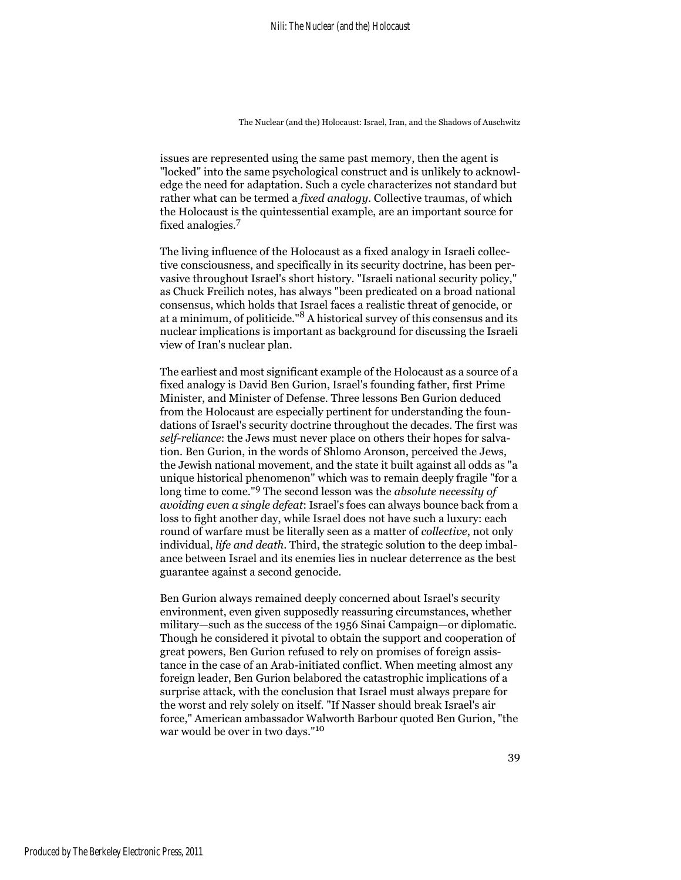issues are represented using the same past memory, then the agent is "locked" into the same psychological construct and is unlikely to acknowledge the need for adaptation. Such a cycle characterizes not standard but rather what can be termed a *fixed analogy*. Collective traumas, of which the Holocaust is the quintessential example, are an important source for fixed analogies.[7]

The living influence of the Holocaust as a fixed analogy in Israeli collective consciousness, and specifically in its security doctrine, has been pervasive throughout Israel's short history. "Israeli national security policy," as Chuck Freilich notes, has always "been predicated on a broad national consensus, which holds that Israel faces a realistic threat of genocide, or at a minimum, of politicide."[8] A historical survey of this consensus and its nuclear implications is important as background for discussing the Israeli view of Iran's nuclear plan.

The earliest and most significant example of the Holocaust as a source of a fixed analogy is David Ben Gurion, Israel's founding father, first Prime Minister, and Minister of Defense. Three lessons Ben Gurion deduced from the Holocaust are especially pertinent for understanding the foundations of Israel's security doctrine throughout the decades. The first was *self-reliance*: the Jews must never place on others their hopes for salvation. Ben Gurion, in the words of Shlomo Aronson, perceived the Jews, the Jewish national movement, and the state it built against all odds as "a unique historical phenomenon" which was to remain deeply fragile "for a long time to come."[9] The second lesson was the *absolute necessity of avoiding even a single defeat*: Israel's foes can always bounce back from a loss to fight another day, while Israel does not have such a luxury: each round of warfare must be literally seen as a matter of *collective*, not only individual, *life and death*. Third, the strategic solution to the deep imbalance between Israel and its enemies lies in nuclear deterrence as the best guarantee against a second genocide.

Ben Gurion always remained deeply concerned about Israel's security environment, even given supposedly reassuring circumstances, whether military—such as the success of the 1956 Sinai Campaign—or diplomatic. Though he considered it pivotal to obtain the support and cooperation of great powers, Ben Gurion refused to rely on promises of foreign assistance in the case of an Arab-initiated conflict. When meeting almost any foreign leader, Ben Gurion belabored the catastrophic implications of a surprise attack, with the conclusion that Israel must always prepare for the worst and rely solely on itself. "If Nasser should break Israel's air force," American ambassador Walworth Barbour quoted Ben Gurion, "the war would be over in two days."[10]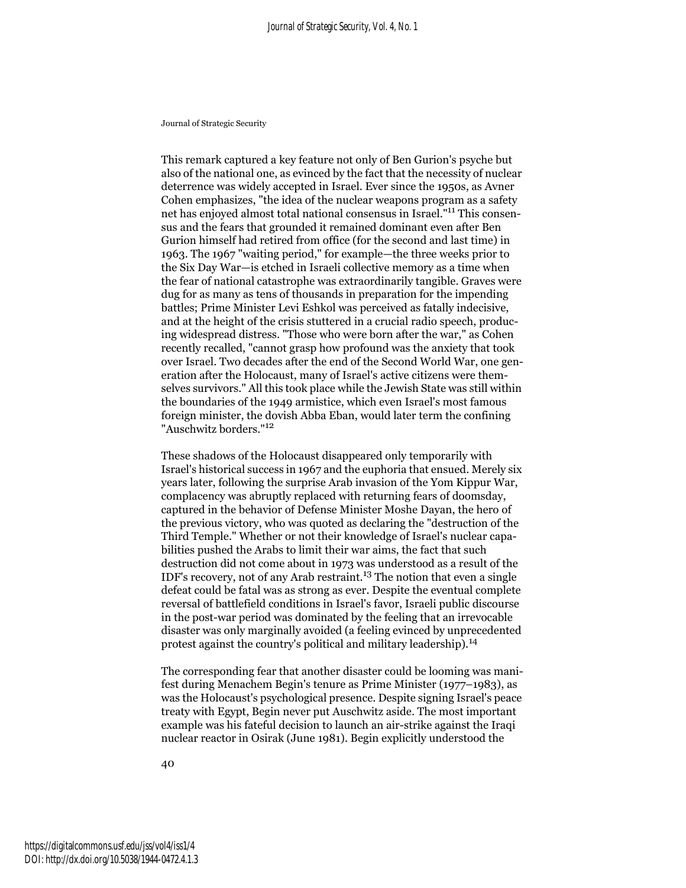This remark captured a key feature not only of Ben Gurion's psyche but also of the national one, as evinced by the fact that the necessity of nuclear deterrence was widely accepted in Israel. Ever since the 1950s, as Avner Cohen emphasizes, "the idea of the nuclear weapons program as a safety net has enjoyed almost total national consensus in Israel."[11] This consensus and the fears that grounded it remained dominant even after Ben Gurion himself had retired from office (for the second and last time) in 1963. The 1967 "waiting period," for example—the three weeks prior to the Six Day War—is etched in Israeli collective memory as a time when the fear of national catastrophe was extraordinarily tangible. Graves were dug for as many as tens of thousands in preparation for the impending battles; Prime Minister Levi Eshkol was perceived as fatally indecisive, and at the height of the crisis stuttered in a crucial radio speech, producing widespread distress. "Those who were born after the war," as Cohen recently recalled, "cannot grasp how profound was the anxiety that took over Israel. Two decades after the end of the Second World War, one generation after the Holocaust, many of Israel's active citizens were themselves survivors." All this took place while the Jewish State was still within the boundaries of the 1949 armistice, which even Israel's most famous foreign minister, the dovish Abba Eban, would later term the confining "Auschwitz borders."[12]

These shadows of the Holocaust disappeared only temporarily with Israel's historical success in 1967 and the euphoria that ensued. Merely six years later, following the surprise Arab invasion of the Yom Kippur War, complacency was abruptly replaced with returning fears of doomsday, captured in the behavior of Defense Minister Moshe Dayan, the hero of the previous victory, who was quoted as declaring the "destruction of the Third Temple." Whether or not their knowledge of Israel's nuclear capabilities pushed the Arabs to limit their war aims, the fact that such destruction did not come about in 1973 was understood as a result of the IDF's recovery, not of any Arab restraint.[13] The notion that even a single defeat could be fatal was as strong as ever. Despite the eventual complete reversal of battlefield conditions in Israel's favor, Israeli public discourse in the post-war period was dominated by the feeling that an irrevocable disaster was only marginally avoided (a feeling evinced by unprecedented protest against the country's political and military leadership).[14]

The corresponding fear that another disaster could be looming was manifest during Menachem Begin's tenure as Prime Minister (1977–1983), as was the Holocaust's psychological presence. Despite signing Israel's peace treaty with Egypt, Begin never put Auschwitz aside. The most important example was his fateful decision to launch an air-strike against the Iraqi nuclear reactor in Osirak (June 1981). Begin explicitly understood the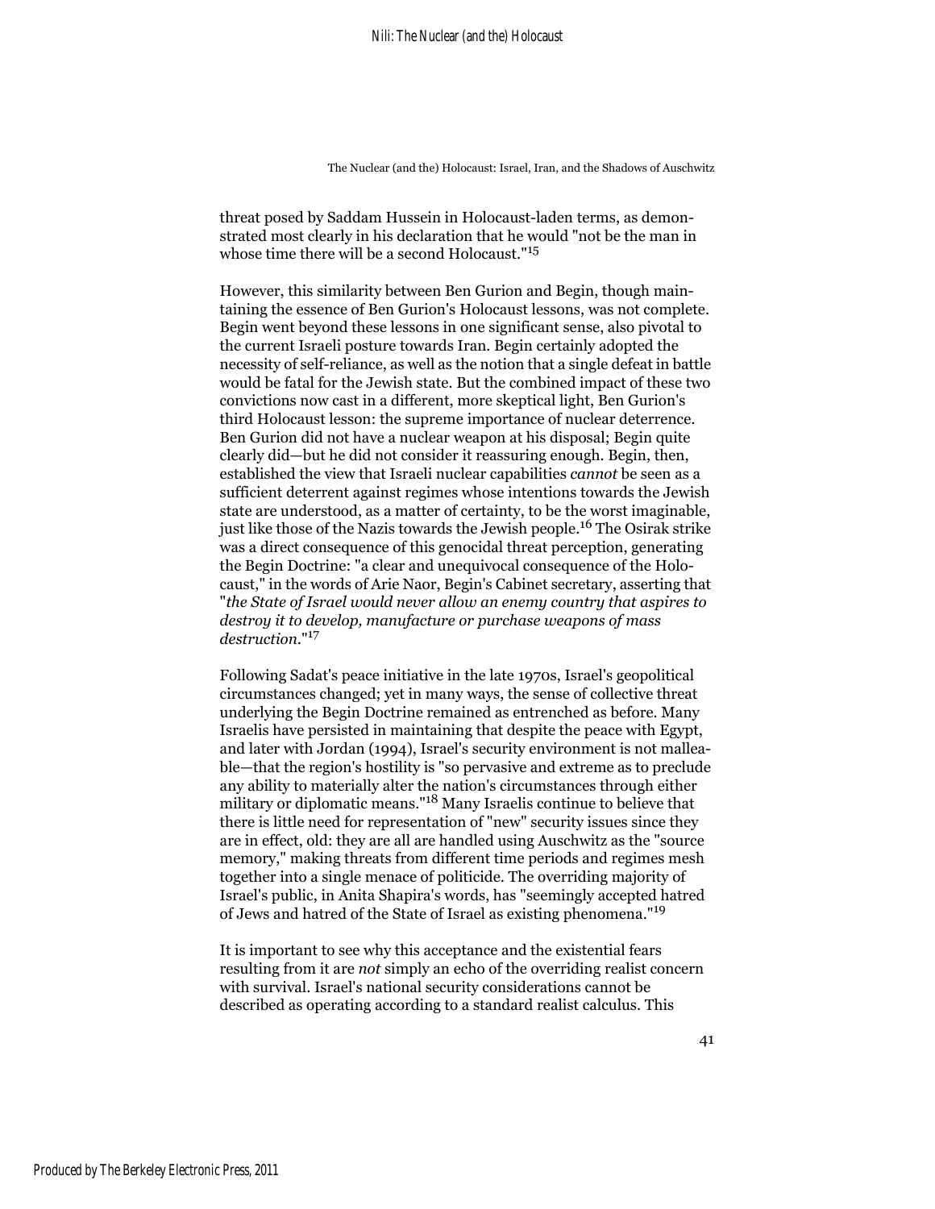threat posed by Saddam Hussein in Holocaust-laden terms, as demonstrated most clearly in his declaration that he would "not be the man in whose time there will be a second Holocaust."[15]

However, this similarity between Ben Gurion and Begin, though maintaining the essence of Ben Gurion's Holocaust lessons, was not complete. Begin went beyond these lessons in one significant sense, also pivotal to the current Israeli posture towards Iran. Begin certainly adopted the necessity of self-reliance, as well as the notion that a single defeat in battle would be fatal for the Jewish state. But the combined impact of these two convictions now cast in a different, more skeptical light, Ben Gurion's third Holocaust lesson: the supreme importance of nuclear deterrence. Ben Gurion did not have a nuclear weapon at his disposal; Begin quite clearly did—but he did not consider it reassuring enough. Begin, then, established the view that Israeli nuclear capabilities *cannot* be seen as a sufficient deterrent against regimes whose intentions towards the Jewish state are understood, as a matter of certainty, to be the worst imaginable, just like those of the Nazis towards the Jewish people.[16] The Osirak strike was a direct consequence of this genocidal threat perception, generating the Begin Doctrine: "a clear and unequivocal consequence of the Holocaust," in the words of Arie Naor, Begin's Cabinet secretary, asserting that "*the State of Israel would never allow an enemy country that aspires to destroy it to develop, manufacture or purchase weapons of mass destruction.*"[17]

Following Sadat's peace initiative in the late 1970s, Israel's geopolitical circumstances changed; yet in many ways, the sense of collective threat underlying the Begin Doctrine remained as entrenched as before. Many Israelis have persisted in maintaining that despite the peace with Egypt, and later with Jordan (1994), Israel's security environment is not malleable—that the region's hostility is "so pervasive and extreme as to preclude any ability to materially alter the nation's circumstances through either military or diplomatic means."[18] Many Israelis continue to believe that there is little need for representation of "new" security issues since they are in effect, old: they are all are handled using Auschwitz as the "source memory," making threats from different time periods and regimes mesh together into a single menace of politicide. The overriding majority of Israel's public, in Anita Shapira's words, has "seemingly accepted hatred of Jews and hatred of the State of Israel as existing phenomena."[19]

It is important to see why this acceptance and the existential fears resulting from it are *not* simply an echo of the overriding realist concern with survival. Israel's national security considerations cannot be described as operating according to a standard realist calculus. This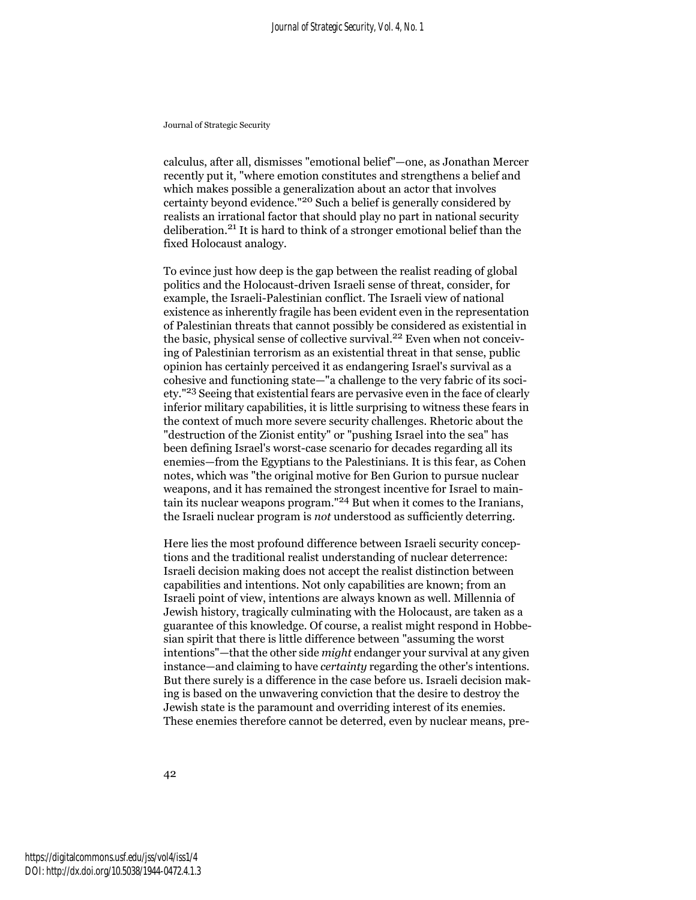calculus, after all, dismisses "emotional belief"—one, as Jonathan Mercer recently put it, "where emotion constitutes and strengthens a belief and which makes possible a generalization about an actor that involves certainty beyond evidence."[20] Such a belief is generally considered by realists an irrational factor that should play no part in national security deliberation.[21] It is hard to think of a stronger emotional belief than the fixed Holocaust analogy.

To evince just how deep is the gap between the realist reading of global politics and the Holocaust-driven Israeli sense of threat, consider, for example, the Israeli-Palestinian conflict. The Israeli view of national existence as inherently fragile has been evident even in the representation of Palestinian threats that cannot possibly be considered as existential in the basic, physical sense of collective survival.[22] Even when not conceiving of Palestinian terrorism as an existential threat in that sense, public opinion has certainly perceived it as endangering Israel's survival as a cohesive and functioning state—"a challenge to the very fabric of its society."[23] Seeing that existential fears are pervasive even in the face of clearly inferior military capabilities, it is little surprising to witness these fears in the context of much more severe security challenges. Rhetoric about the "destruction of the Zionist entity" or "pushing Israel into the sea" has been defining Israel's worst-case scenario for decades regarding all its enemies—from the Egyptians to the Palestinians. It is this fear, as Cohen notes, which was "the original motive for Ben Gurion to pursue nuclear weapons, and it has remained the strongest incentive for Israel to maintain its nuclear weapons program."[24] But when it comes to the Iranians, the Israeli nuclear program is *not* understood as sufficiently deterring.

Here lies the most profound difference between Israeli security conceptions and the traditional realist understanding of nuclear deterrence: Israeli decision making does not accept the realist distinction between capabilities and intentions. Not only capabilities are known; from an Israeli point of view, intentions are always known as well. Millennia of Jewish history, tragically culminating with the Holocaust, are taken as a guarantee of this knowledge. Of course, a realist might respond in Hobbesian spirit that there is little difference between "assuming the worst intentions"—that the other side *might* endanger your survival at any given instance—and claiming to have *certainty* regarding the other's intentions. But there surely is a difference in the case before us. Israeli decision making is based on the unwavering conviction that the desire to destroy the Jewish state is the paramount and overriding interest of its enemies. These enemies therefore cannot be deterred, even by nuclear means, pre-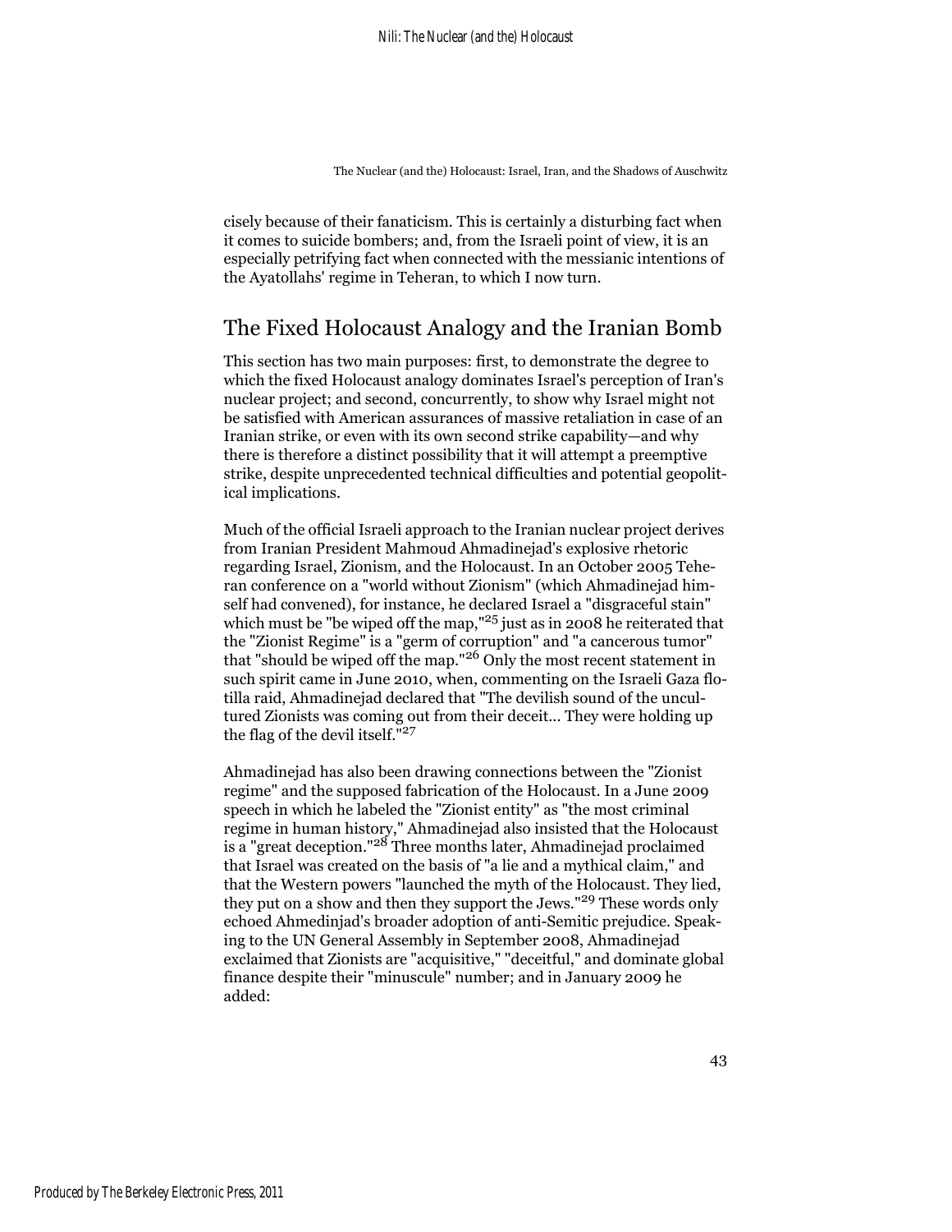cisely because of their fanaticism. This is certainly a disturbing fact when it comes to suicide bombers; and, from the Israeli point of view, it is an especially petrifying fact when connected with the messianic intentions of the Ayatollahs' regime in Teheran, to which I now turn.

## The Fixed Holocaust Analogy and the Iranian Bomb

This section has two main purposes: first, to demonstrate the degree to which the fixed Holocaust analogy dominates Israel's perception of Iran's nuclear project; and second, concurrently, to show why Israel might not be satisfied with American assurances of massive retaliation in case of an Iranian strike, or even with its own second strike capability—and why there is therefore a distinct possibility that it will attempt a preemptive strike, despite unprecedented technical difficulties and potential geopolitical implications.

Much of the official Israeli approach to the Iranian nuclear project derives from Iranian President Mahmoud Ahmadinejad's explosive rhetoric regarding Israel, Zionism, and the Holocaust. In an October 2005 Teheran conference on a "world without Zionism" (which Ahmadinejad himself had convened), for instance, he declared Israel a "disgraceful stain" which must be "be wiped off the map,"[25] just as in 2008 he reiterated that the "Zionist Regime" is a "germ of corruption" and "a cancerous tumor" that "should be wiped off the map."[26] Only the most recent statement in such spirit came in June 2010, when, commenting on the Israeli Gaza flotilla raid, Ahmadinejad declared that "The devilish sound of the uncultured Zionists was coming out from their deceit... They were holding up the flag of the devil itself."[27]

Ahmadinejad has also been drawing connections between the "Zionist regime" and the supposed fabrication of the Holocaust. In a June 2009 speech in which he labeled the "Zionist entity" as "the most criminal regime in human history," Ahmadinejad also insisted that the Holocaust is a "great deception."[28] Three months later, Ahmadinejad proclaimed that Israel was created on the basis of "a lie and a mythical claim," and that the Western powers "launched the myth of the Holocaust. They lied, they put on a show and then they support the Jews."[29] These words only echoed Ahmedinjad's broader adoption of anti-Semitic prejudice. Speaking to the UN General Assembly in September 2008, Ahmadinejad exclaimed that Zionists are "acquisitive," "deceitful," and dominate global finance despite their "minuscule" number; and in January 2009 he added: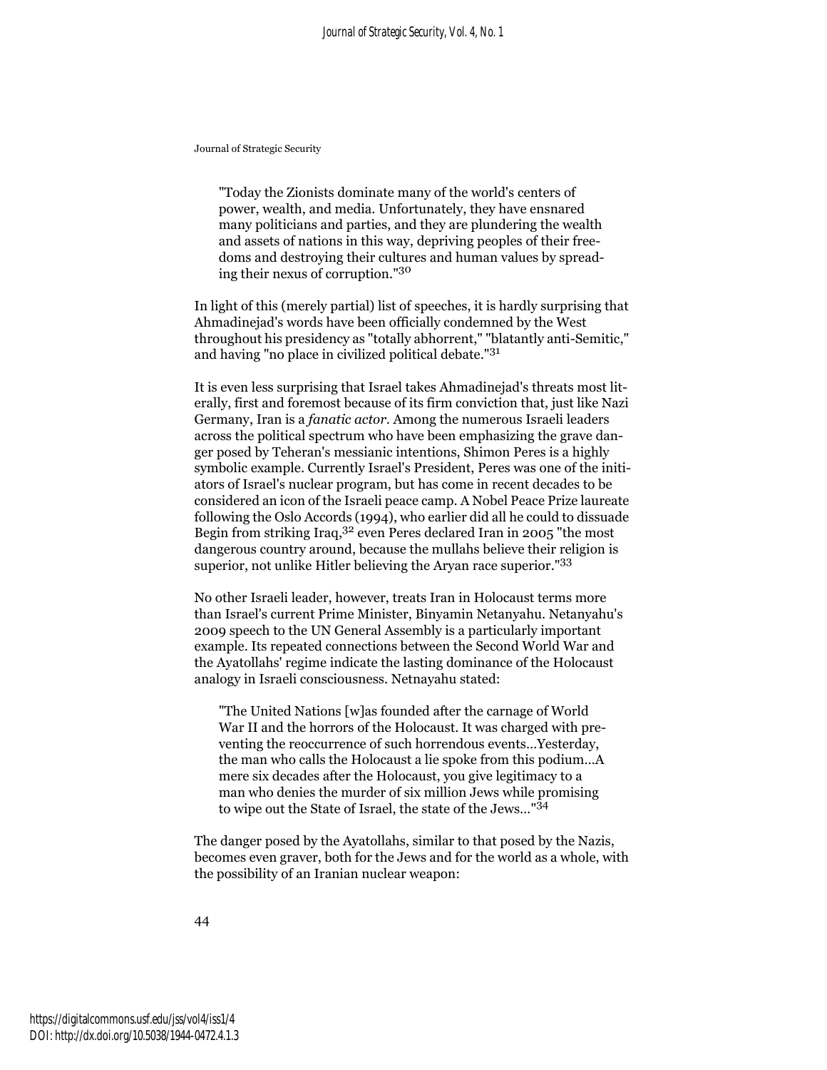"Today the Zionists dominate many of the world's centers of power, wealth, and media. Unfortunately, they have ensnared many politicians and parties, and they are plundering the wealth and assets of nations in this way, depriving peoples of their freedoms and destroying their cultures and human values by spreading their nexus of corruption."[30]

In light of this (merely partial) list of speeches, it is hardly surprising that Ahmadinejad's words have been officially condemned by the West throughout his presidency as "totally abhorrent," "blatantly anti-Semitic," and having "no place in civilized political debate."[31]

It is even less surprising that Israel takes Ahmadinejad's threats most literally, first and foremost because of its firm conviction that, just like Nazi Germany, Iran is a *fanatic actor*. Among the numerous Israeli leaders across the political spectrum who have been emphasizing the grave danger posed by Teheran's messianic intentions, Shimon Peres is a highly symbolic example. Currently Israel's President, Peres was one of the initiators of Israel's nuclear program, but has come in recent decades to be considered an icon of the Israeli peace camp. A Nobel Peace Prize laureate following the Oslo Accords (1994), who earlier did all he could to dissuade Begin from striking Iraq,[32] even Peres declared Iran in 2005 "the most dangerous country around, because the mullahs believe their religion is superior, not unlike Hitler believing the Aryan race superior."[33]

No other Israeli leader, however, treats Iran in Holocaust terms more than Israel's current Prime Minister, Binyamin Netanyahu. Netanyahu's 2009 speech to the UN General Assembly is a particularly important example. Its repeated connections between the Second World War and the Ayatollahs' regime indicate the lasting dominance of the Holocaust analogy in Israeli consciousness. Netnayahu stated:

"The United Nations [w]as founded after the carnage of World War II and the horrors of the Holocaust. It was charged with preventing the reoccurrence of such horrendous events…Yesterday, the man who calls the Holocaust a lie spoke from this podium…A mere six decades after the Holocaust, you give legitimacy to a man who denies the murder of six million Jews while promising to wipe out the State of Israel, the state of the Jews…"[34]

The danger posed by the Ayatollahs, similar to that posed by the Nazis, becomes even graver, both for the Jews and for the world as a whole, with the possibility of an Iranian nuclear weapon: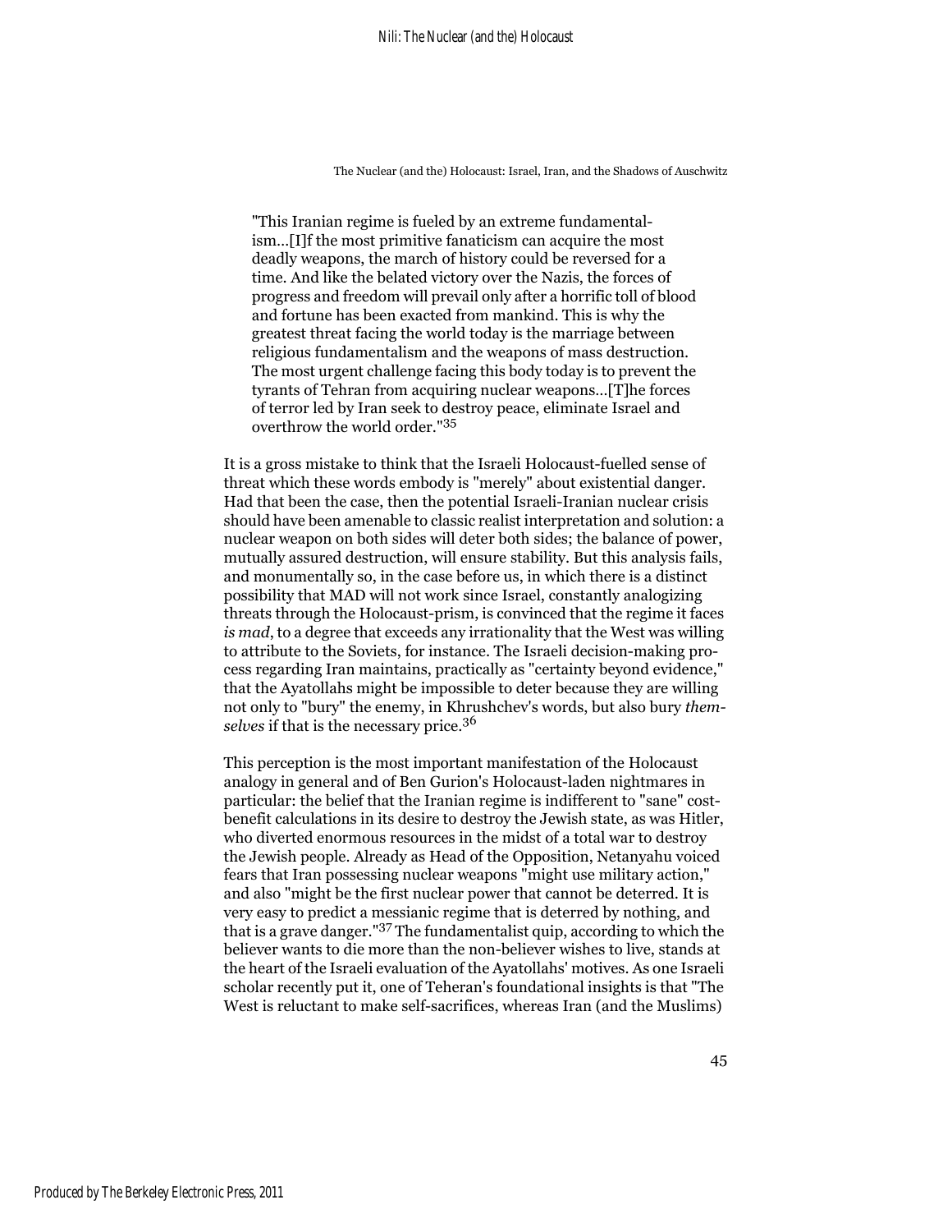> "This Iranian regime is fueled by an extreme fundamentalism...[I]f the most primitive fanaticism can acquire the most deadly weapons, the march of history could be reversed for a time. And like the belated victory over the Nazis, the forces of progress and freedom will prevail only after a horrific toll of blood and fortune has been exacted from mankind. This is why the greatest threat facing the world today is the marriage between religious fundamentalism and the weapons of mass destruction. The most urgent challenge facing this body today is to prevent the tyrants of Tehran from acquiring nuclear weapons...[T]he forces of terror led by Iran seek to destroy peace, eliminate Israel and overthrow the world order."[35]

It is a gross mistake to think that the Israeli Holocaust-fuelled sense of threat which these words embody is "merely" about existential danger. Had that been the case, then the potential Israeli-Iranian nuclear crisis should have been amenable to classic realist interpretation and solution: a nuclear weapon on both sides will deter both sides; the balance of power, mutually assured destruction, will ensure stability. But this analysis fails, and monumentally so, in the case before us, in which there is a distinct possibility that MAD will not work since Israel, constantly analogizing threats through the Holocaust-prism, is convinced that the regime it faces *is mad*, to a degree that exceeds any irrationality that the West was willing to attribute to the Soviets, for instance. The Israeli decision-making process regarding Iran maintains, practically as "certainty beyond evidence," that the Ayatollahs might be impossible to deter because they are willing not only to "bury" the enemy, in Khrushchev's words, but also bury *themselves* if that is the necessary price.[36]

This perception is the most important manifestation of the Holocaust analogy in general and of Ben Gurion's Holocaust-laden nightmares in particular: the belief that the Iranian regime is indifferent to "sane" cost-benefit calculations in its desire to destroy the Jewish state, as was Hitler, who diverted enormous resources in the midst of a total war to destroy the Jewish people. Already as Head of the Opposition, Netanyahu voiced fears that Iran possessing nuclear weapons "might use military action," and also "might be the first nuclear power that cannot be deterred. It is very easy to predict a messianic regime that is deterred by nothing, and that is a grave danger."[37] The fundamentalist quip, according to which the believer wants to die more than the non-believer wishes to live, stands at the heart of the Israeli evaluation of the Ayatollahs' motives. As one Israeli scholar recently put it, one of Teheran's foundational insights is that "The West is reluctant to make self-sacrifices, whereas Iran (and the Muslims)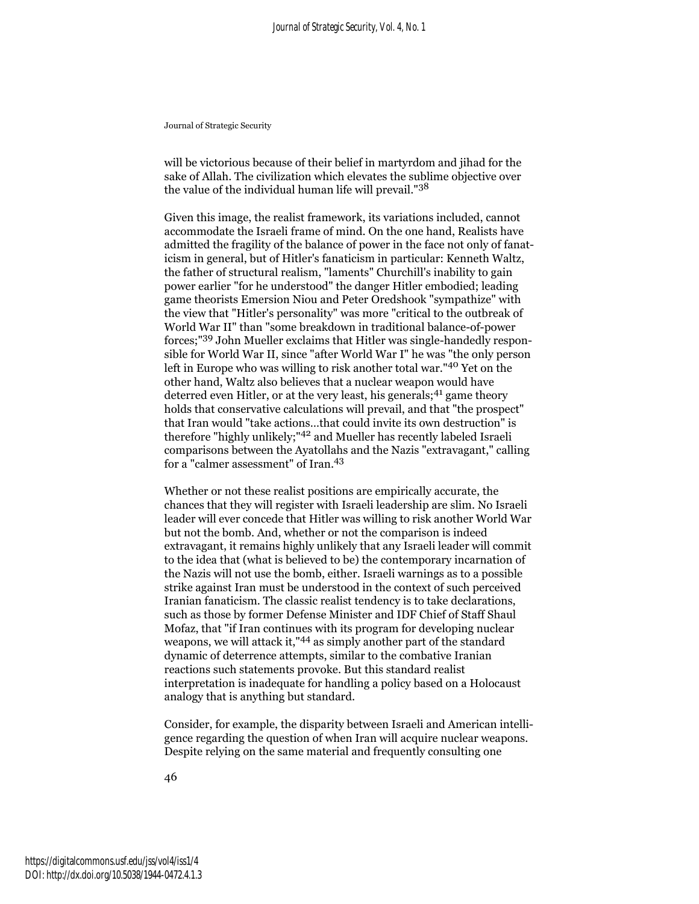will be victorious because of their belief in martyrdom and jihad for the sake of Allah. The civilization which elevates the sublime objective over the value of the individual human life will prevail."[38]

Given this image, the realist framework, its variations included, cannot accommodate the Israeli frame of mind. On the one hand, Realists have admitted the fragility of the balance of power in the face not only of fanaticism in general, but of Hitler's fanaticism in particular: Kenneth Waltz, the father of structural realism, "laments" Churchill's inability to gain power earlier "for he understood" the danger Hitler embodied; leading game theorists Emersion Niou and Peter Oredshook "sympathize" with the view that "Hitler's personality" was more "critical to the outbreak of World War II" than "some breakdown in traditional balance-of-power forces;"[39] John Mueller exclaims that Hitler was single-handedly responsible for World War II, since "after World War I" he was "the only person left in Europe who was willing to risk another total war."[40] Yet on the other hand, Waltz also believes that a nuclear weapon would have deterred even Hitler, or at the very least, his generals;[41] game theory holds that conservative calculations will prevail, and that "the prospect" that Iran would "take actions...that could invite its own destruction" is therefore "highly unlikely;"[42] and Mueller has recently labeled Israeli comparisons between the Ayatollahs and the Nazis "extravagant," calling for a "calmer assessment" of Iran.[43]

Whether or not these realist positions are empirically accurate, the chances that they will register with Israeli leadership are slim. No Israeli leader will ever concede that Hitler was willing to risk another World War but not the bomb. And, whether or not the comparison is indeed extravagant, it remains highly unlikely that any Israeli leader will commit to the idea that (what is believed to be) the contemporary incarnation of the Nazis will not use the bomb, either. Israeli warnings as to a possible strike against Iran must be understood in the context of such perceived Iranian fanaticism. The classic realist tendency is to take declarations, such as those by former Defense Minister and IDF Chief of Staff Shaul Mofaz, that "if Iran continues with its program for developing nuclear weapons, we will attack it,"[44] as simply another part of the standard dynamic of deterrence attempts, similar to the combative Iranian reactions such statements provoke. But this standard realist interpretation is inadequate for handling a policy based on a Holocaust analogy that is anything but standard.

Consider, for example, the disparity between Israeli and American intelligence regarding the question of when Iran will acquire nuclear weapons. Despite relying on the same material and frequently consulting one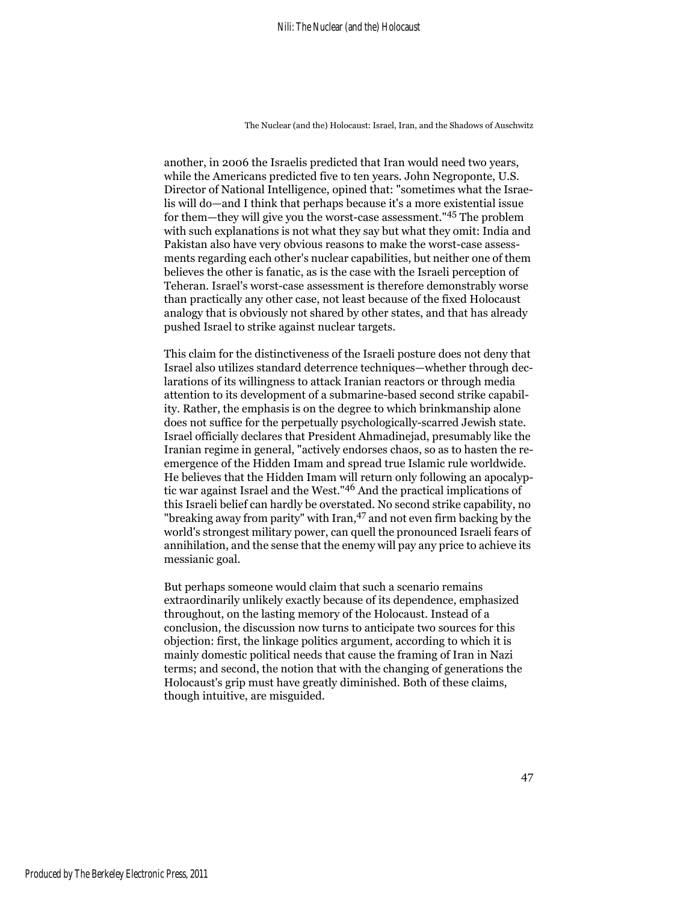another, in 2006 the Israelis predicted that Iran would need two years, while the Americans predicted five to ten years. John Negroponte, U.S. Director of National Intelligence, opined that: "sometimes what the Israelis will do—and I think that perhaps because it's a more existential issue for them—they will give you the worst-case assessment."[45] The problem with such explanations is not what they say but what they omit: India and Pakistan also have very obvious reasons to make the worst-case assessments regarding each other's nuclear capabilities, but neither one of them believes the other is fanatic, as is the case with the Israeli perception of Teheran. Israel's worst-case assessment is therefore demonstrably worse than practically any other case, not least because of the fixed Holocaust analogy that is obviously not shared by other states, and that has already pushed Israel to strike against nuclear targets.

This claim for the distinctiveness of the Israeli posture does not deny that Israel also utilizes standard deterrence techniques—whether through declarations of its willingness to attack Iranian reactors or through media attention to its development of a submarine-based second strike capability. Rather, the emphasis is on the degree to which brinkmanship alone does not suffice for the perpetually psychologically-scarred Jewish state. Israel officially declares that President Ahmadinejad, presumably like the Iranian regime in general, "actively endorses chaos, so as to hasten the re-emergence of the Hidden Imam and spread true Islamic rule worldwide. He believes that the Hidden Imam will return only following an apocalyptic war against Israel and the West."[46] And the practical implications of this Israeli belief can hardly be overstated. No second strike capability, no "breaking away from parity" with Iran,[47] and not even firm backing by the world's strongest military power, can quell the pronounced Israeli fears of annihilation, and the sense that the enemy will pay any price to achieve its messianic goal.

But perhaps someone would claim that such a scenario remains extraordinarily unlikely exactly because of its dependence, emphasized throughout, on the lasting memory of the Holocaust. Instead of a conclusion, the discussion now turns to anticipate two sources for this objection: first, the linkage politics argument, according to which it is mainly domestic political needs that cause the framing of Iran in Nazi terms; and second, the notion that with the changing of generations the Holocaust's grip must have greatly diminished. Both of these claims, though intuitive, are misguided.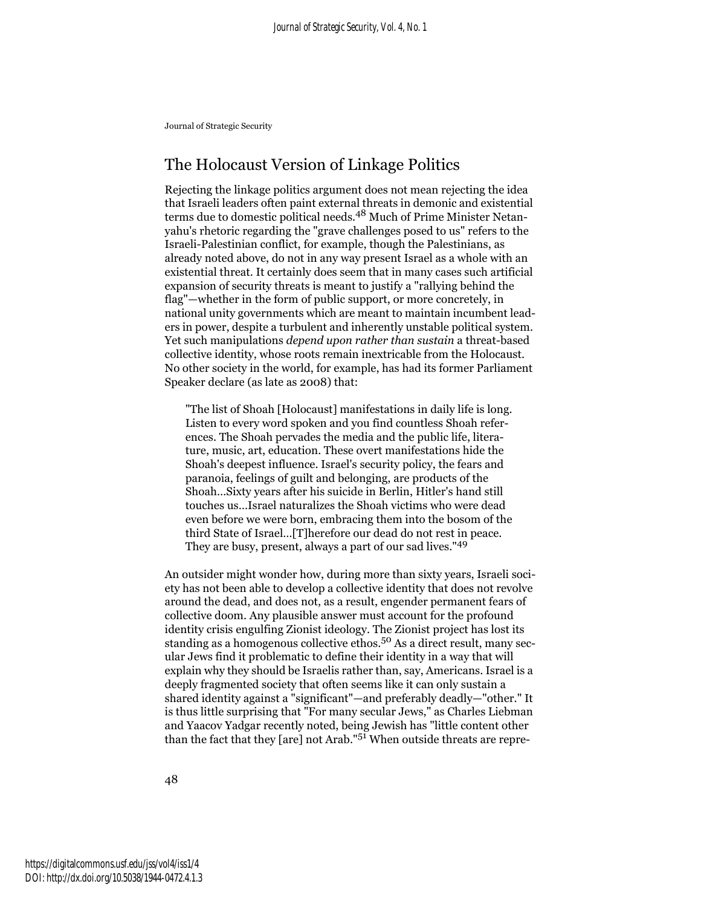## The Holocaust Version of Linkage Politics

Rejecting the linkage politics argument does not mean rejecting the idea that Israeli leaders often paint external threats in demonic and existential terms due to domestic political needs.[48] Much of Prime Minister Netanyahu's rhetoric regarding the "grave challenges posed to us" refers to the Israeli-Palestinian conflict, for example, though the Palestinians, as already noted above, do not in any way present Israel as a whole with an existential threat. It certainly does seem that in many cases such artificial expansion of security threats is meant to justify a "rallying behind the flag"—whether in the form of public support, or more concretely, in national unity governments which are meant to maintain incumbent leaders in power, despite a turbulent and inherently unstable political system. Yet such manipulations *depend upon rather than sustain* a threat-based collective identity, whose roots remain inextricable from the Holocaust. No other society in the world, for example, has had its former Parliament Speaker declare (as late as 2008) that:

> "The list of Shoah [Holocaust] manifestations in daily life is long. Listen to every word spoken and you find countless Shoah references. The Shoah pervades the media and the public life, literature, music, art, education. These overt manifestations hide the Shoah's deepest influence. Israel's security policy, the fears and paranoia, feelings of guilt and belonging, are products of the Shoah...Sixty years after his suicide in Berlin, Hitler's hand still touches us...Israel naturalizes the Shoah victims who were dead even before we were born, embracing them into the bosom of the third State of Israel...[T]herefore our dead do not rest in peace. They are busy, present, always a part of our sad lives."[49]

An outsider might wonder how, during more than sixty years, Israeli society has not been able to develop a collective identity that does not revolve around the dead, and does not, as a result, engender permanent fears of collective doom. Any plausible answer must account for the profound identity crisis engulfing Zionist ideology. The Zionist project has lost its standing as a homogenous collective ethos.[50] As a direct result, many secular Jews find it problematic to define their identity in a way that will explain why they should be Israelis rather than, say, Americans. Israel is a deeply fragmented society that often seems like it can only sustain a shared identity against a "significant"—and preferably deadly—"other." It is thus little surprising that "For many secular Jews," as Charles Liebman and Yaacov Yadgar recently noted, being Jewish has "little content other than the fact that they [are] not Arab."[51] When outside threats are repre-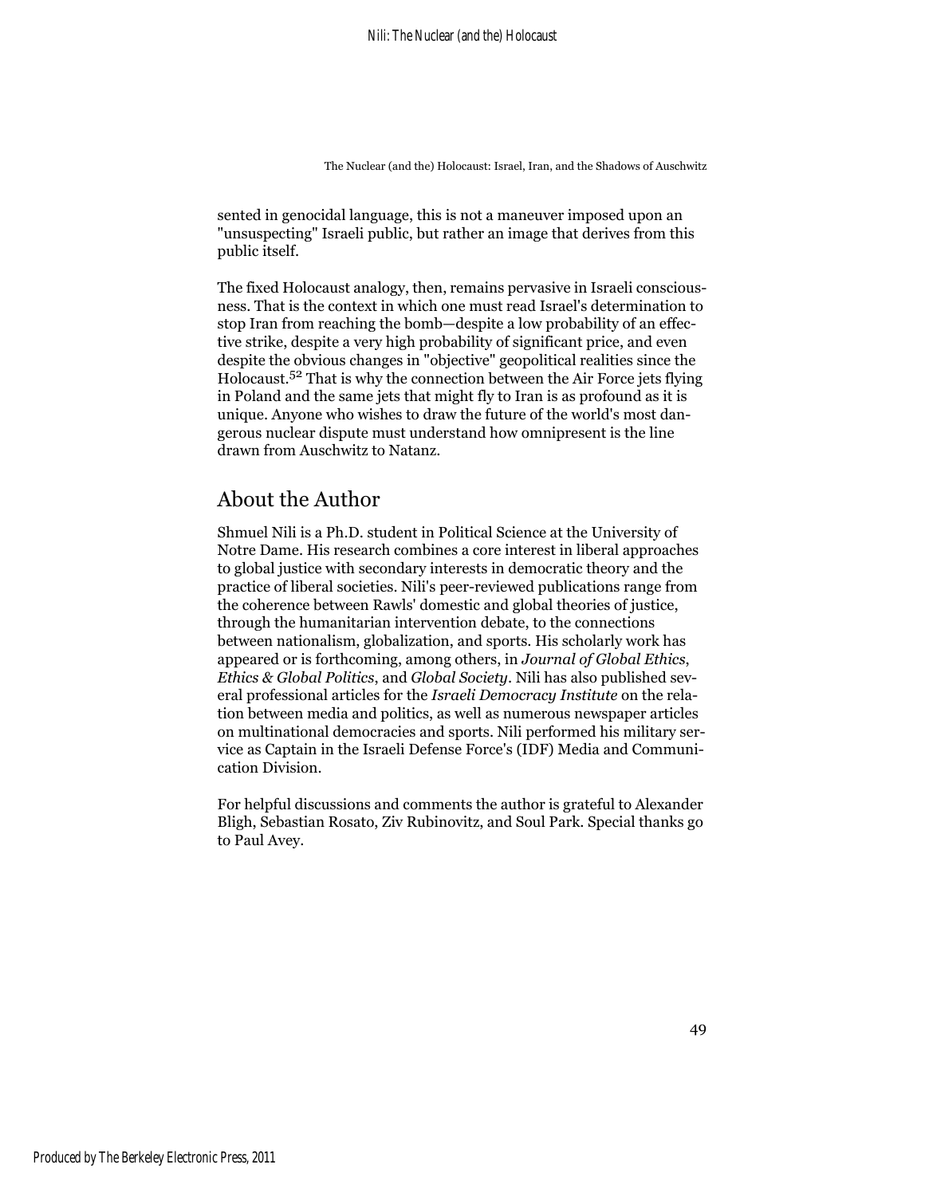sented in genocidal language, this is not a maneuver imposed upon an "unsuspecting" Israeli public, but rather an image that derives from this public itself.

The fixed Holocaust analogy, then, remains pervasive in Israeli consciousness. That is the context in which one must read Israel's determination to stop Iran from reaching the bomb—despite a low probability of an effective strike, despite a very high probability of significant price, and even despite the obvious changes in "objective" geopolitical realities since the Holocaust.[52] That is why the connection between the Air Force jets flying in Poland and the same jets that might fly to Iran is as profound as it is unique. Anyone who wishes to draw the future of the world's most dangerous nuclear dispute must understand how omnipresent is the line drawn from Auschwitz to Natanz.

## About the Author

Shmuel Nili is a Ph.D. student in Political Science at the University of Notre Dame. His research combines a core interest in liberal approaches to global justice with secondary interests in democratic theory and the practice of liberal societies. Nili's peer-reviewed publications range from the coherence between Rawls' domestic and global theories of justice, through the humanitarian intervention debate, to the connections between nationalism, globalization, and sports. His scholarly work has appeared or is forthcoming, among others, in *Journal of Global Ethics*, *Ethics & Global Politics*, and *Global Society*. Nili has also published several professional articles for the *Israeli Democracy Institute* on the relation between media and politics, as well as numerous newspaper articles on multinational democracies and sports. Nili performed his military service as Captain in the Israeli Defense Force's (IDF) Media and Communication Division.

For helpful discussions and comments the author is grateful to Alexander Bligh, Sebastian Rosato, Ziv Rubinovitz, and Soul Park. Special thanks go to Paul Avey.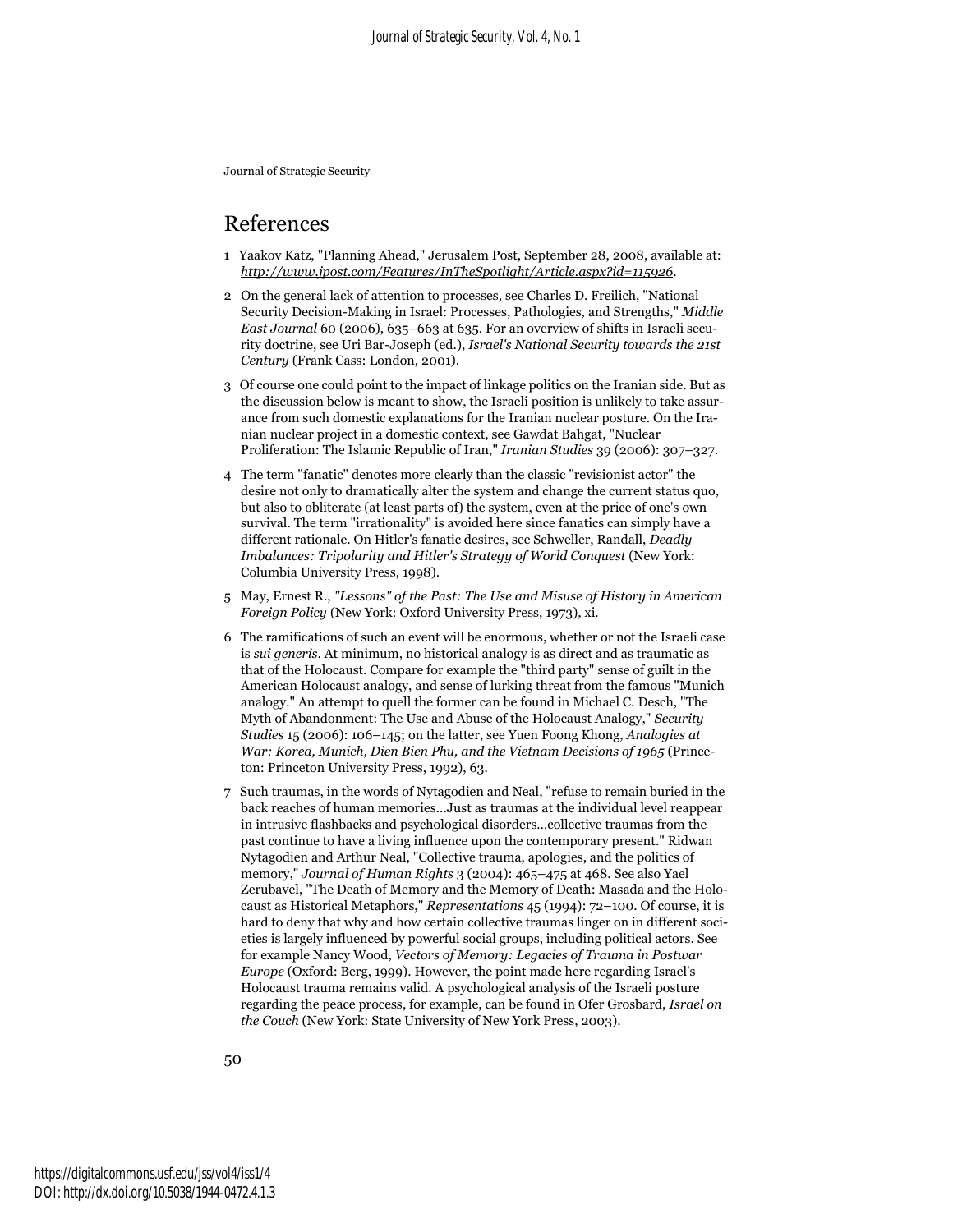## References

1 Yaakov Katz, "Planning Ahead," Jerusalem Post, September 28, 2008, available at: *http://www.jpost.com/Features/InTheSpotlight/Article.aspx?id=115926*.

2 On the general lack of attention to processes, see Charles D. Freilich, "National Security Decision-Making in Israel: Processes, Pathologies, and Strengths," *Middle East Journal* 60 (2006), 635–663 at 635. For an overview of shifts in Israeli security doctrine, see Uri Bar-Joseph (ed.), *Israel's National Security towards the 21st Century* (Frank Cass: London, 2001).

3 Of course one could point to the impact of linkage politics on the Iranian side. But as the discussion below is meant to show, the Israeli position is unlikely to take assurance from such domestic explanations for the Iranian nuclear posture. On the Iranian nuclear project in a domestic context, see Gawdat Bahgat, "Nuclear Proliferation: The Islamic Republic of Iran," *Iranian Studies* 39 (2006): 307–327.

4 The term "fanatic" denotes more clearly than the classic "revisionist actor" the desire not only to dramatically alter the system and change the current status quo, but also to obliterate (at least parts of) the system, even at the price of one's own survival. The term "irrationality" is avoided here since fanatics can simply have a different rationale. On Hitler's fanatic desires, see Schweller, Randall, *Deadly Imbalances: Tripolarity and Hitler's Strategy of World Conquest* (New York: Columbia University Press, 1998).

5 May, Ernest R., *"Lessons" of the Past: The Use and Misuse of History in American Foreign Policy* (New York: Oxford University Press, 1973), xi.

6 The ramifications of such an event will be enormous, whether or not the Israeli case is *sui generis*. At minimum, no historical analogy is as direct and as traumatic as that of the Holocaust. Compare for example the "third party" sense of guilt in the American Holocaust analogy, and sense of lurking threat from the famous "Munich analogy." An attempt to quell the former can be found in Michael C. Desch, "The Myth of Abandonment: The Use and Abuse of the Holocaust Analogy," *Security Studies* 15 (2006): 106–145; on the latter, see Yuen Foong Khong, *Analogies at War: Korea, Munich, Dien Bien Phu, and the Vietnam Decisions of 1965* (Princeton: Princeton University Press, 1992), 63.

7 Such traumas, in the words of Nytagodien and Neal, "refuse to remain buried in the back reaches of human memories…Just as traumas at the individual level reappear in intrusive flashbacks and psychological disorders…collective traumas from the past continue to have a living influence upon the contemporary present." Ridwan Nytagodien and Arthur Neal, "Collective trauma, apologies, and the politics of memory," *Journal of Human Rights* 3 (2004): 465–475 at 468. See also Yael Zerubavel, "The Death of Memory and the Memory of Death: Masada and the Holocaust as Historical Metaphors," *Representations* 45 (1994): 72–100. Of course, it is hard to deny that why and how certain collective traumas linger on in different societies is largely influenced by powerful social groups, including political actors. See for example Nancy Wood, *Vectors of Memory: Legacies of Trauma in Postwar Europe* (Oxford: Berg, 1999). However, the point made here regarding Israel's Holocaust trauma remains valid. A psychological analysis of the Israeli posture regarding the peace process, for example, can be found in Ofer Grosbard, *Israel on the Couch* (New York: State University of New York Press, 2003).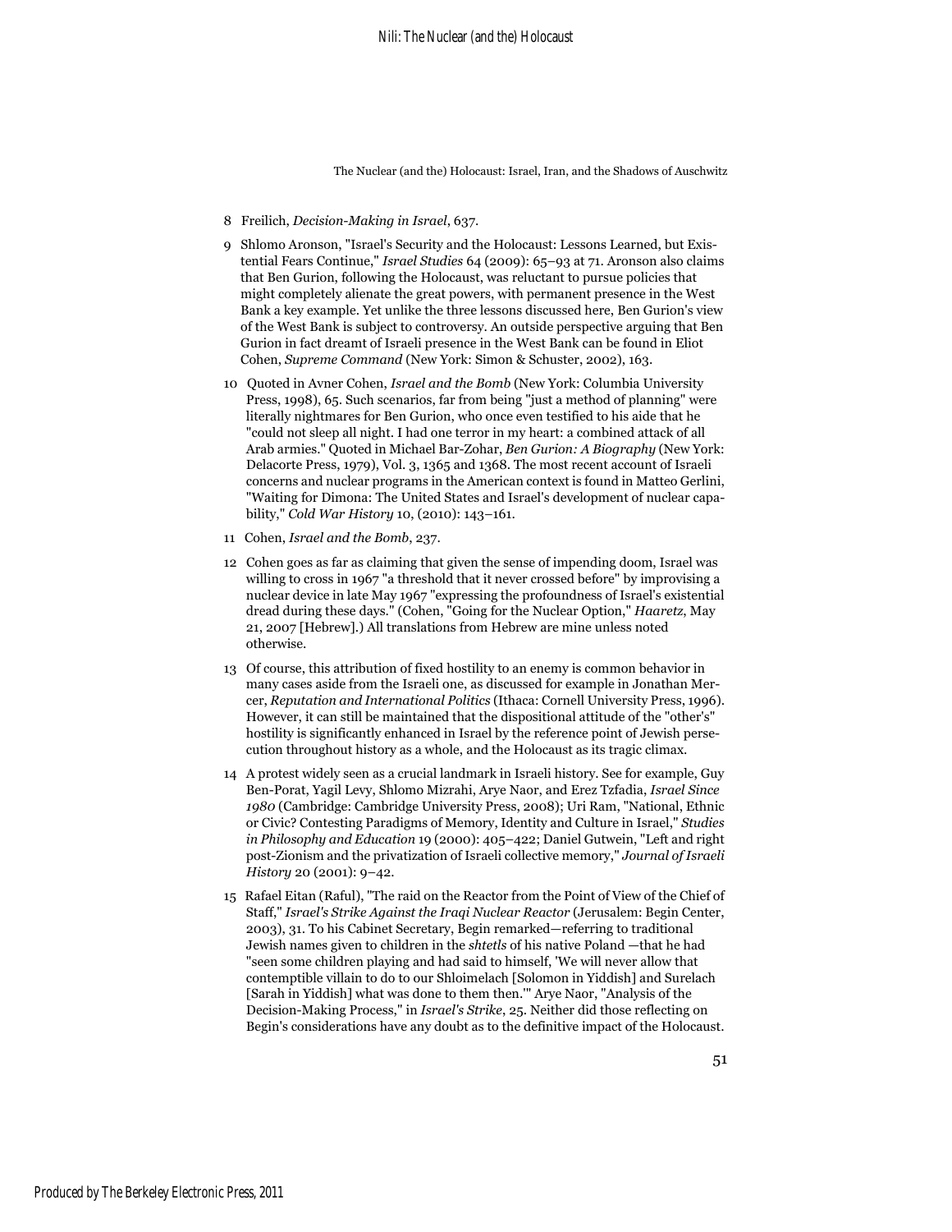8 Freilich, *Decision-Making in Israel*, 637.

9 Shlomo Aronson, "Israel's Security and the Holocaust: Lessons Learned, but Existential Fears Continue," *Israel Studies* 64 (2009): 65–93 at 71. Aronson also claims that Ben Gurion, following the Holocaust, was reluctant to pursue policies that might completely alienate the great powers, with permanent presence in the West Bank a key example. Yet unlike the three lessons discussed here, Ben Gurion's view of the West Bank is subject to controversy. An outside perspective arguing that Ben Gurion in fact dreamt of Israeli presence in the West Bank can be found in Eliot Cohen, *Supreme Command* (New York: Simon & Schuster, 2002), 163.

10 Quoted in Avner Cohen, *Israel and the Bomb* (New York: Columbia University Press, 1998), 65. Such scenarios, far from being "just a method of planning" were literally nightmares for Ben Gurion, who once even testified to his aide that he "could not sleep all night. I had one terror in my heart: a combined attack of all Arab armies." Quoted in Michael Bar-Zohar, *Ben Gurion: A Biography* (New York: Delacorte Press, 1979), Vol. 3, 1365 and 1368. The most recent account of Israeli concerns and nuclear programs in the American context is found in Matteo Gerlini, "Waiting for Dimona: The United States and Israel's development of nuclear capability," *Cold War History* 10, (2010): 143–161.

11 Cohen, *Israel and the Bomb*, 237.

12 Cohen goes as far as claiming that given the sense of impending doom, Israel was willing to cross in 1967 "a threshold that it never crossed before" by improvising a nuclear device in late May 1967 "expressing the profoundness of Israel's existential dread during these days." (Cohen, "Going for the Nuclear Option," *Haaretz*, May 21, 2007 [Hebrew].) All translations from Hebrew are mine unless noted otherwise.

13 Of course, this attribution of fixed hostility to an enemy is common behavior in many cases aside from the Israeli one, as discussed for example in Jonathan Mercer, *Reputation and International Politics* (Ithaca: Cornell University Press, 1996). However, it can still be maintained that the dispositional attitude of the "other's" hostility is significantly enhanced in Israel by the reference point of Jewish persecution throughout history as a whole, and the Holocaust as its tragic climax.

14 A protest widely seen as a crucial landmark in Israeli history. See for example, Guy Ben-Porat, Yagil Levy, Shlomo Mizrahi, Arye Naor, and Erez Tzfadia, *Israel Since 1980* (Cambridge: Cambridge University Press, 2008); Uri Ram, "National, Ethnic or Civic? Contesting Paradigms of Memory, Identity and Culture in Israel," *Studies in Philosophy and Education* 19 (2000): 405–422; Daniel Gutwein, "Left and right post-Zionism and the privatization of Israeli collective memory," *Journal of Israeli History* 20 (2001): 9–42.

15 Rafael Eitan (Raful), "The raid on the Reactor from the Point of View of the Chief of Staff," *Israel's Strike Against the Iraqi Nuclear Reactor* (Jerusalem: Begin Center, 2003), 31. To his Cabinet Secretary, Begin remarked—referring to traditional Jewish names given to children in the *shtetls* of his native Poland —that he had "seen some children playing and had said to himself, 'We will never allow that contemptible villain to do to our Shloimelach [Solomon in Yiddish] and Surelach [Sarah in Yiddish] what was done to them then.'" Arye Naor, "Analysis of the Decision-Making Process," in *Israel's Strike*, 25. Neither did those reflecting on Begin's considerations have any doubt as to the definitive impact of the Holocaust.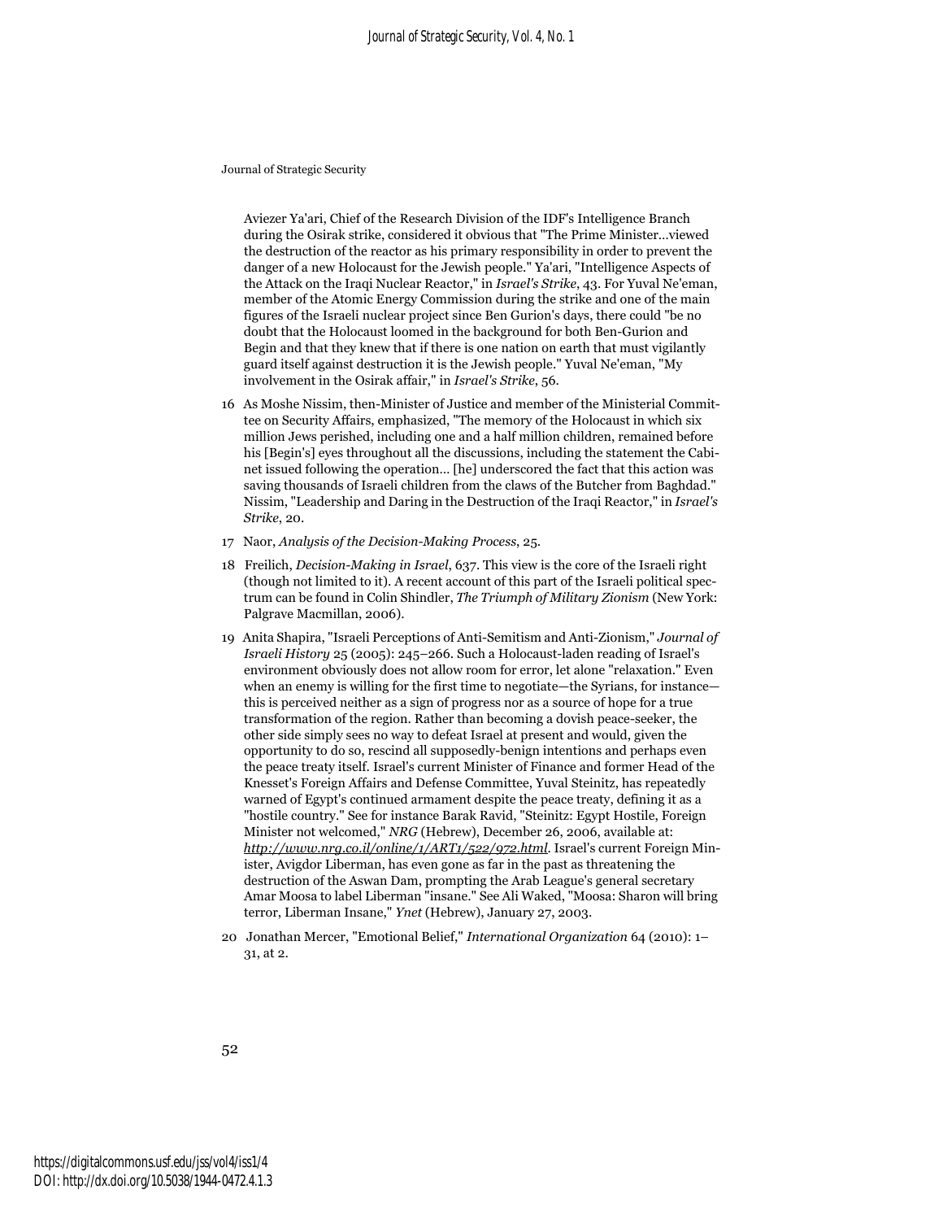Aviezer Ya'ari, Chief of the Research Division of the IDF's Intelligence Branch during the Osirak strike, considered it obvious that "The Prime Minister…viewed the destruction of the reactor as his primary responsibility in order to prevent the danger of a new Holocaust for the Jewish people." Ya'ari, "Intelligence Aspects of the Attack on the Iraqi Nuclear Reactor," in *Israel's Strike*, 43. For Yuval Ne'eman, member of the Atomic Energy Commission during the strike and one of the main figures of the Israeli nuclear project since Ben Gurion's days, there could "be no doubt that the Holocaust loomed in the background for both Ben-Gurion and Begin and that they knew that if there is one nation on earth that must vigilantly guard itself against destruction it is the Jewish people." Yuval Ne'eman, "My involvement in the Osirak affair," in *Israel's Strike*, 56.

16 As Moshe Nissim, then-Minister of Justice and member of the Ministerial Committee on Security Affairs, emphasized, "The memory of the Holocaust in which six million Jews perished, including one and a half million children, remained before his [Begin's] eyes throughout all the discussions, including the statement the Cabinet issued following the operation… [he] underscored the fact that this action was saving thousands of Israeli children from the claws of the Butcher from Baghdad." Nissim, "Leadership and Daring in the Destruction of the Iraqi Reactor," in *Israel's Strike*, 20.

17 Naor, *Analysis of the Decision-Making Process*, 25.

18 Freilich, *Decision-Making in Israel*, 637. This view is the core of the Israeli right (though not limited to it). A recent account of this part of the Israeli political spectrum can be found in Colin Shindler, *The Triumph of Military Zionism* (New York: Palgrave Macmillan, 2006).

19 Anita Shapira, "Israeli Perceptions of Anti-Semitism and Anti-Zionism," *Journal of Israeli History* 25 (2005): 245–266. Such a Holocaust-laden reading of Israel's environment obviously does not allow room for error, let alone "relaxation." Even when an enemy is willing for the first time to negotiate—the Syrians, for instance—this is perceived neither as a sign of progress nor as a source of hope for a true transformation of the region. Rather than becoming a dovish peace-seeker, the other side simply sees no way to defeat Israel at present and would, given the opportunity to do so, rescind all supposedly-benign intentions and perhaps even the peace treaty itself. Israel's current Minister of Finance and former Head of the Knesset's Foreign Affairs and Defense Committee, Yuval Steinitz, has repeatedly warned of Egypt's continued armament despite the peace treaty, defining it as a "hostile country." See for instance Barak Ravid, "Steinitz: Egypt Hostile, Foreign Minister not welcomed," *NRG* (Hebrew), December 26, 2006, available at: *http://www.nrg.co.il/online/1/ART1/522/972.html*. Israel's current Foreign Minister, Avigdor Liberman, has even gone as far in the past as threatening the destruction of the Aswan Dam, prompting the Arab League's general secretary Amar Moosa to label Liberman "insane." See Ali Waked, "Moosa: Sharon will bring terror, Liberman Insane," *Ynet* (Hebrew), January 27, 2003.

20 Jonathan Mercer, "Emotional Belief," *International Organization* 64 (2010): 1–31, at 2.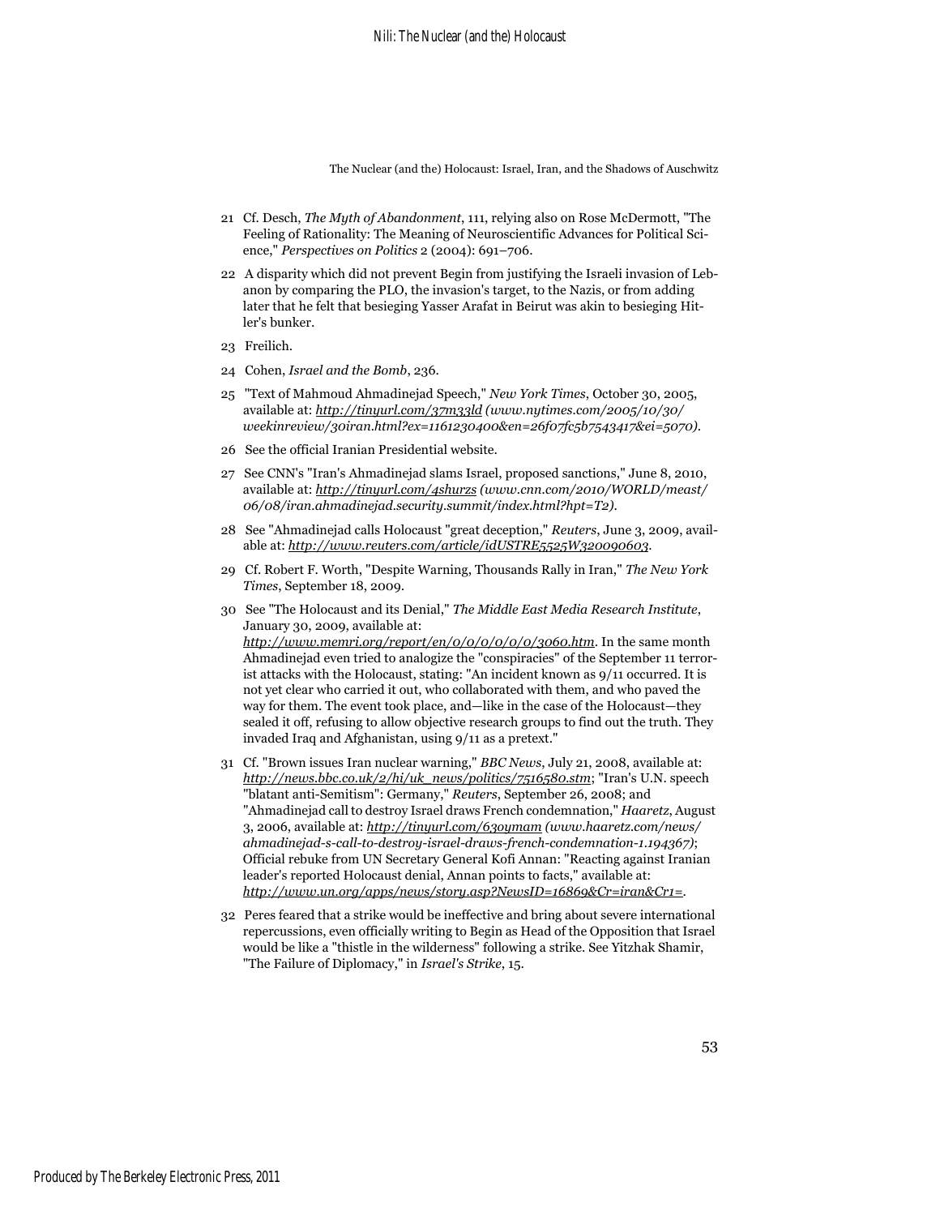21 Cf. Desch, *The Myth of Abandonment*, 111, relying also on Rose McDermott, "The Feeling of Rationality: The Meaning of Neuroscientific Advances for Political Science," *Perspectives on Politics* 2 (2004): 691–706.

22 A disparity which did not prevent Begin from justifying the Israeli invasion of Lebanon by comparing the PLO, the invasion's target, to the Nazis, or from adding later that he felt that besieging Yasser Arafat in Beirut was akin to besieging Hitler's bunker.

23 Freilich.

24 Cohen, *Israel and the Bomb*, 236.

25 "Text of Mahmoud Ahmadinejad Speech," *New York Times*, October 30, 2005, available at: *http://tinyurl.com/37m33ld (www.nytimes.com/2005/10/30/weekinreview/30iran.html?ex=1161230400&en=26f07fc5b7543417&ei=5070).*

26 See the official Iranian Presidential website.

27 See CNN's "Iran's Ahmadinejad slams Israel, proposed sanctions," June 8, 2010, available at: *http://tinyurl.com/4shurzs (www.cnn.com/2010/WORLD/meast/06/08/iran.ahmadinejad.security.summit/index.html?hpt=T2).*

28 See "Ahmadinejad calls Holocaust "great deception," *Reuters*, June 3, 2009, available at: *http://www.reuters.com/article/idUSTRE5525W320090603*.

29 Cf. Robert F. Worth, "Despite Warning, Thousands Rally in Iran," *The New York Times*, September 18, 2009.

30 See "The Holocaust and its Denial," *The Middle East Media Research Institute*, January 30, 2009, available at: *http://www.memri.org/report/en/0/0/0/0/0/0/3060.htm*. In the same month Ahmadinejad even tried to analogize the "conspiracies" of the September 11 terrorist attacks with the Holocaust, stating: "An incident known as 9/11 occurred. It is not yet clear who carried it out, who collaborated with them, and who paved the way for them. The event took place, and—like in the case of the Holocaust—they sealed it off, refusing to allow objective research groups to find out the truth. They invaded Iraq and Afghanistan, using 9/11 as a pretext."

31 Cf. "Brown issues Iran nuclear warning," *BBC News*, July 21, 2008, available at: *http://news.bbc.co.uk/2/hi/uk_news/politics/7516580.stm*; "Iran's U.N. speech "blatant anti-Semitism": Germany," *Reuters*, September 26, 2008; and "Ahmadinejad call to destroy Israel draws French condemnation," *Haaretz*, August 3, 2006, available at: *http://tinyurl.com/63oymam (www.haaretz.com/news/ahmadinejad-s-call-to-destroy-israel-draws-french-condemnation-1.194367)*; Official rebuke from UN Secretary General Kofi Annan: "Reacting against Iranian leader's reported Holocaust denial, Annan points to facts," available at: *http://www.un.org/apps/news/story.asp?NewsID=16869&Cr=iran&Cr1=*.

32 Peres feared that a strike would be ineffective and bring about severe international repercussions, even officially writing to Begin as Head of the Opposition that Israel would be like a "thistle in the wilderness" following a strike. See Yitzhak Shamir, "The Failure of Diplomacy," in *Israel's Strike*, 15.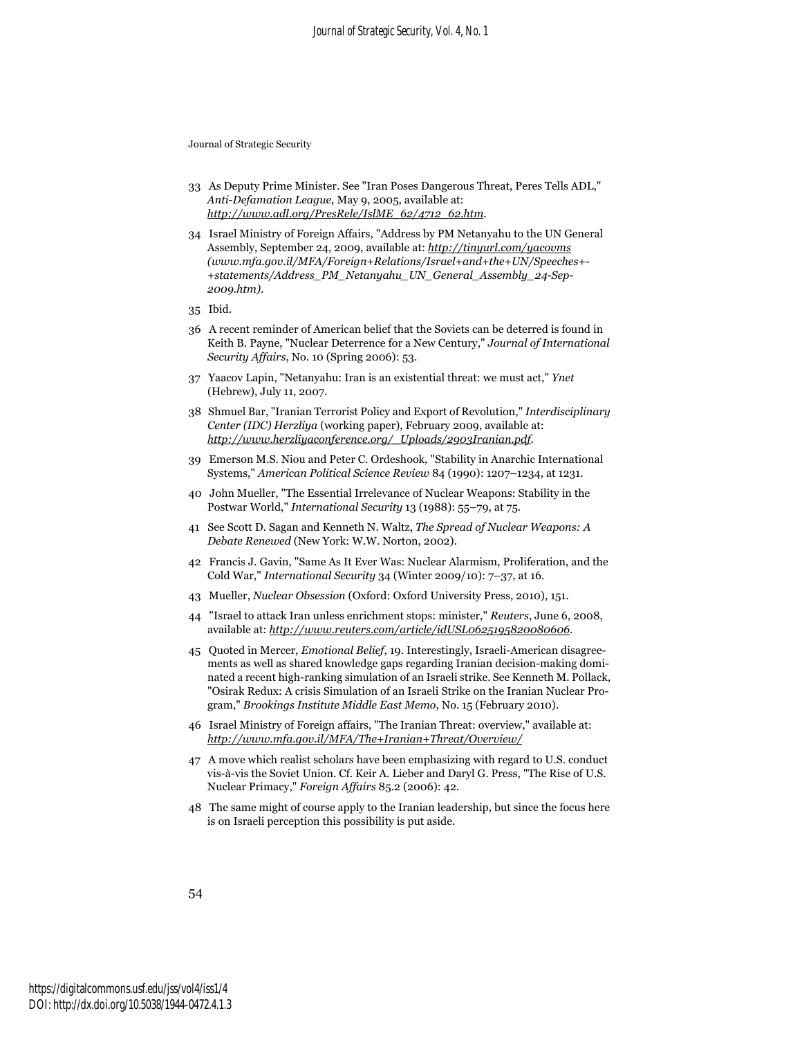33 As Deputy Prime Minister. See "Iran Poses Dangerous Threat, Peres Tells ADL," *Anti-Defamation League*, May 9, 2005, available at: *http://www.adl.org/PresRele/IslME_62/4712_62.htm*.

34 Israel Ministry of Foreign Affairs, "Address by PM Netanyahu to the UN General Assembly, September 24, 2009, available at: *http://tinyurl.com/yacovms (www.mfa.gov.il/MFA/Foreign+Relations/Israel+and+the+UN/Speeches+-+statements/Address_PM_Netanyahu_UN_General_Assembly_24-Sep-2009.htm)*.

35 Ibid.

36 A recent reminder of American belief that the Soviets can be deterred is found in Keith B. Payne, "Nuclear Deterrence for a New Century," *Journal of International Security Affairs*, No. 10 (Spring 2006): 53.

37 Yaacov Lapin, "Netanyahu: Iran is an existential threat: we must act," *Ynet* (Hebrew), July 11, 2007.

38 Shmuel Bar, "Iranian Terrorist Policy and Export of Revolution," *Interdisciplinary Center (IDC) Herzliya* (working paper), February 2009, available at: *http://www.herzliyaconference.org/_Uploads/2903Iranian.pdf*.

39 Emerson M.S. Niou and Peter C. Ordeshook, "Stability in Anarchic International Systems," *American Political Science Review* 84 (1990): 1207–1234, at 1231.

40 John Mueller, "The Essential Irrelevance of Nuclear Weapons: Stability in the Postwar World," *International Security* 13 (1988): 55–79, at 75.

41 See Scott D. Sagan and Kenneth N. Waltz, *The Spread of Nuclear Weapons: A Debate Renewed* (New York: W.W. Norton, 2002).

42 Francis J. Gavin, "Same As It Ever Was: Nuclear Alarmism, Proliferation, and the Cold War," *International Security* 34 (Winter 2009/10): 7–37, at 16.

43 Mueller, *Nuclear Obsession* (Oxford: Oxford University Press, 2010), 151.

44 "Israel to attack Iran unless enrichment stops: minister," *Reuters*, June 6, 2008, available at: *http://www.reuters.com/article/idUSL0625195820080606*.

45 Quoted in Mercer, *Emotional Belief*, 19. Interestingly, Israeli-American disagreements as well as shared knowledge gaps regarding Iranian decision-making dominated a recent high-ranking simulation of an Israeli strike. See Kenneth M. Pollack, "Osirak Redux: A crisis Simulation of an Israeli Strike on the Iranian Nuclear Program," *Brookings Institute Middle East Memo*, No. 15 (February 2010).

46 Israel Ministry of Foreign affairs, "The Iranian Threat: overview," available at: *http://www.mfa.gov.il/MFA/The+Iranian+Threat/Overview/*

47 A move which realist scholars have been emphasizing with regard to U.S. conduct vis-à-vis the Soviet Union. Cf. Keir A. Lieber and Daryl G. Press, "The Rise of U.S. Nuclear Primacy," *Foreign Affairs* 85.2 (2006): 42.

48 The same might of course apply to the Iranian leadership, but since the focus here is on Israeli perception this possibility is put aside.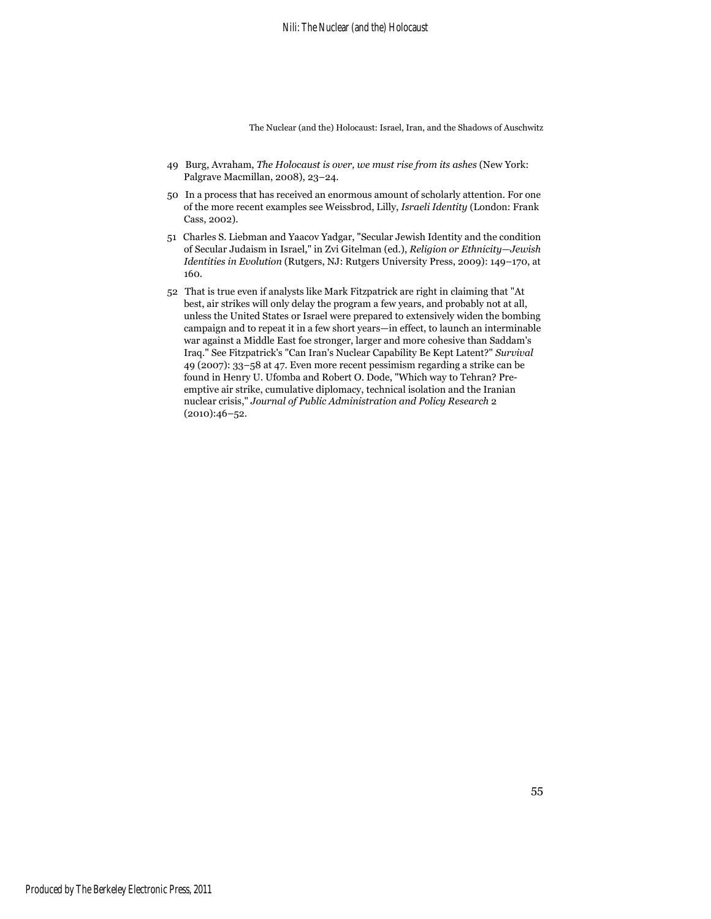49 Burg, Avraham, *The Holocaust is over, we must rise from its ashes* (New York: Palgrave Macmillan, 2008), 23–24.

50 In a process that has received an enormous amount of scholarly attention. For one of the more recent examples see Weissbrod, Lilly, *Israeli Identity* (London: Frank Cass, 2002).

51 Charles S. Liebman and Yaacov Yadgar, "Secular Jewish Identity and the condition of Secular Judaism in Israel," in Zvi Gitelman (ed.), *Religion or Ethnicity—Jewish Identities in Evolution* (Rutgers, NJ: Rutgers University Press, 2009): 149–170, at 160.

52 That is true even if analysts like Mark Fitzpatrick are right in claiming that "At best, air strikes will only delay the program a few years, and probably not at all, unless the United States or Israel were prepared to extensively widen the bombing campaign and to repeat it in a few short years—in effect, to launch an interminable war against a Middle East foe stronger, larger and more cohesive than Saddam's Iraq." See Fitzpatrick's "Can Iran's Nuclear Capability Be Kept Latent?" *Survival* 49 (2007): 33–58 at 47. Even more recent pessimism regarding a strike can be found in Henry U. Ufomba and Robert O. Dode, "Which way to Tehran? Pre-emptive air strike, cumulative diplomacy, technical isolation and the Iranian nuclear crisis," *Journal of Public Administration and Policy Research* 2 (2010):46–52.